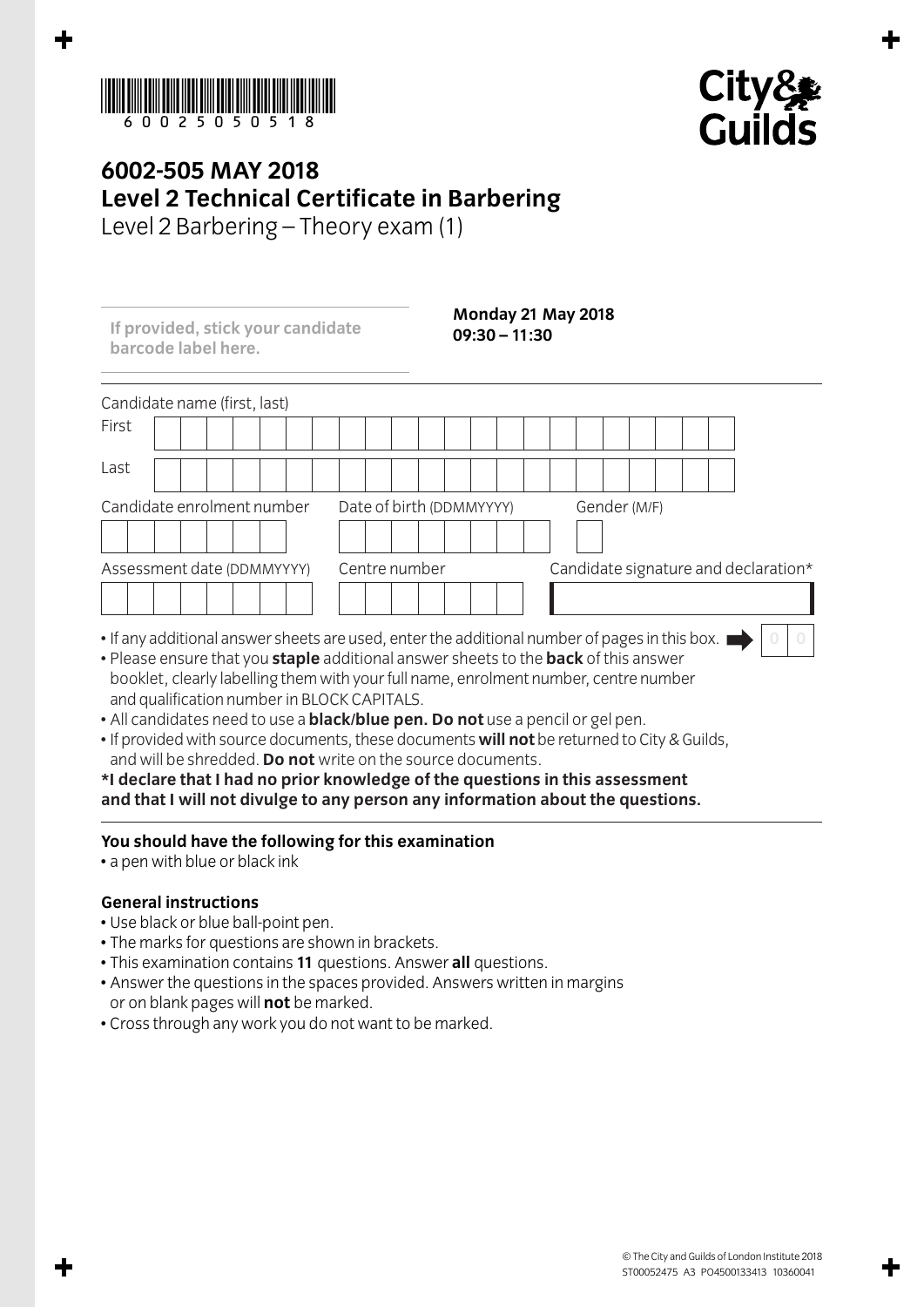6002505 0518

City & Guilds

# 6002-505 MAY 2018
# Level 2 Technical Certificate in Barbering
## Level 2 Barbering – Theory exam (1)

If provided, stick your candidate barcode label here.

**Monday 21 May 2018**
**09:30 – 11:30**

Candidate name (first, last)

First

Last

Candidate enrolment number

Date of birth (DDMMYYYY)

Gender (M/F)

Assessment date (DDMMYYYY)

Centre number

Candidate signature and declaration*

- If any additional answer sheets are used, enter the additional number of pages in this box. 0 0
- Please ensure that you **staple** additional answer sheets to the **back** of this answer booklet, clearly labelling them with your full name, enrolment number, centre number and qualification number in BLOCK CAPITALS.
- All candidates need to use a **black/blue pen. Do not** use a pencil or gel pen.
- If provided with source documents, these documents **will not** be returned to City & Guilds, and will be shredded. **Do not** write on the source documents.

**\*I declare that I had no prior knowledge of the questions in this assessment and that I will not divulge to any person any information about the questions.**

### You should have the following for this examination

- a pen with blue or black ink

### General instructions

- Use black or blue ball-point pen.
- The marks for questions are shown in brackets.
- This examination contains **11** questions. Answer **all** questions.
- Answer the questions in the spaces provided. Answers written in margins or on blank pages will **not** be marked.
- Cross through any work you do not want to be marked.

© The City and Guilds of London Institute 2018
ST00052475 A3 PO4500133413 10360041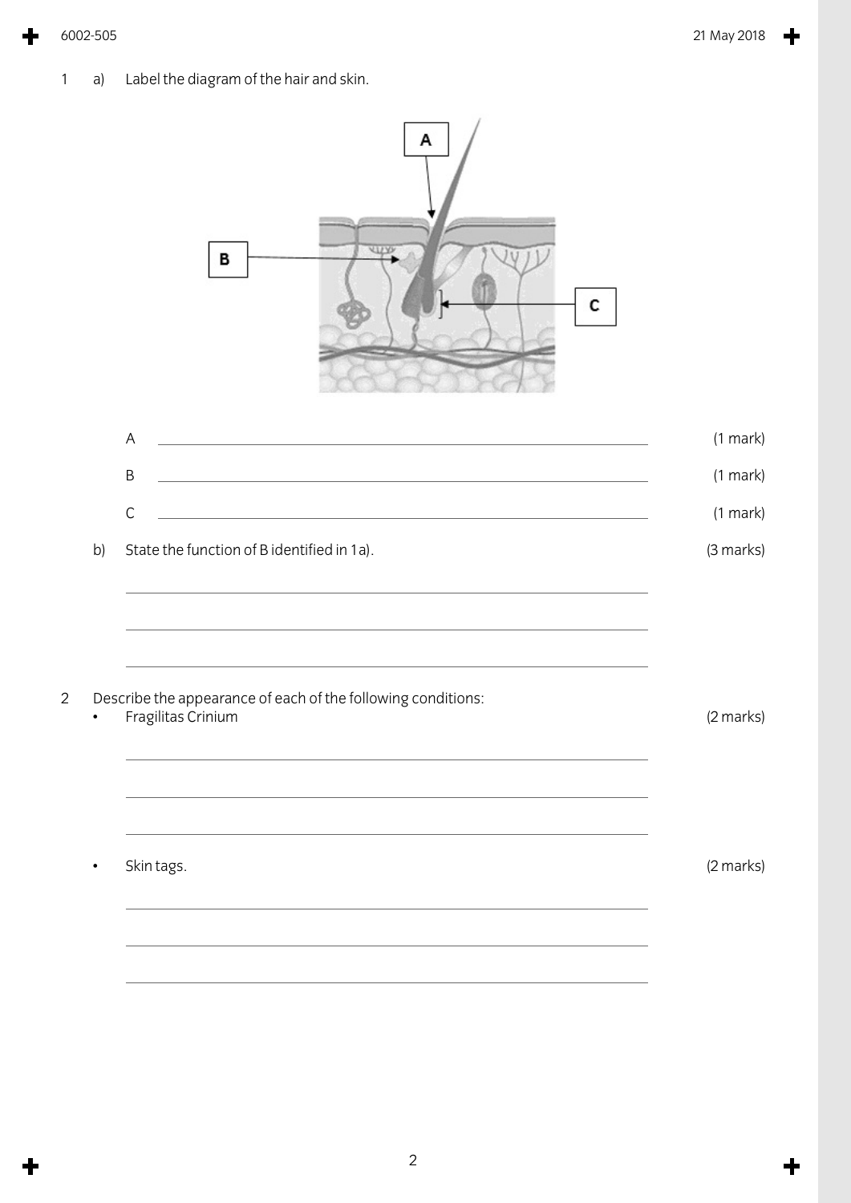1 a) Label the diagram of the hair and skin.

A ______________________________ (1 mark)

B ______________________________ (1 mark)

C ______________________________ (1 mark)

b) State the function of B identified in 1a). (3 marks)

______________________________

______________________________

______________________________

2 Describe the appearance of each of the following conditions:

- Fragilitas Crinium (2 marks)

______________________________

______________________________

______________________________

- Skin tags. (2 marks)

______________________________

______________________________

______________________________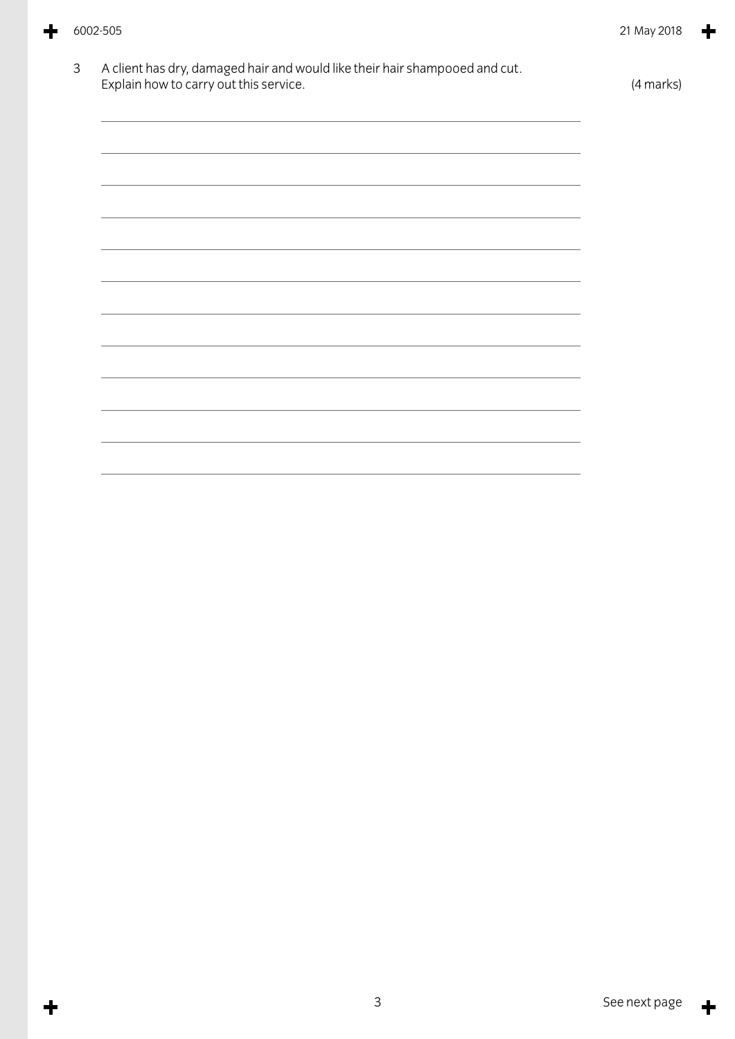3 A client has dry, damaged hair and would like their hair shampooed and cut.
Explain how to carry out this service. (4 marks)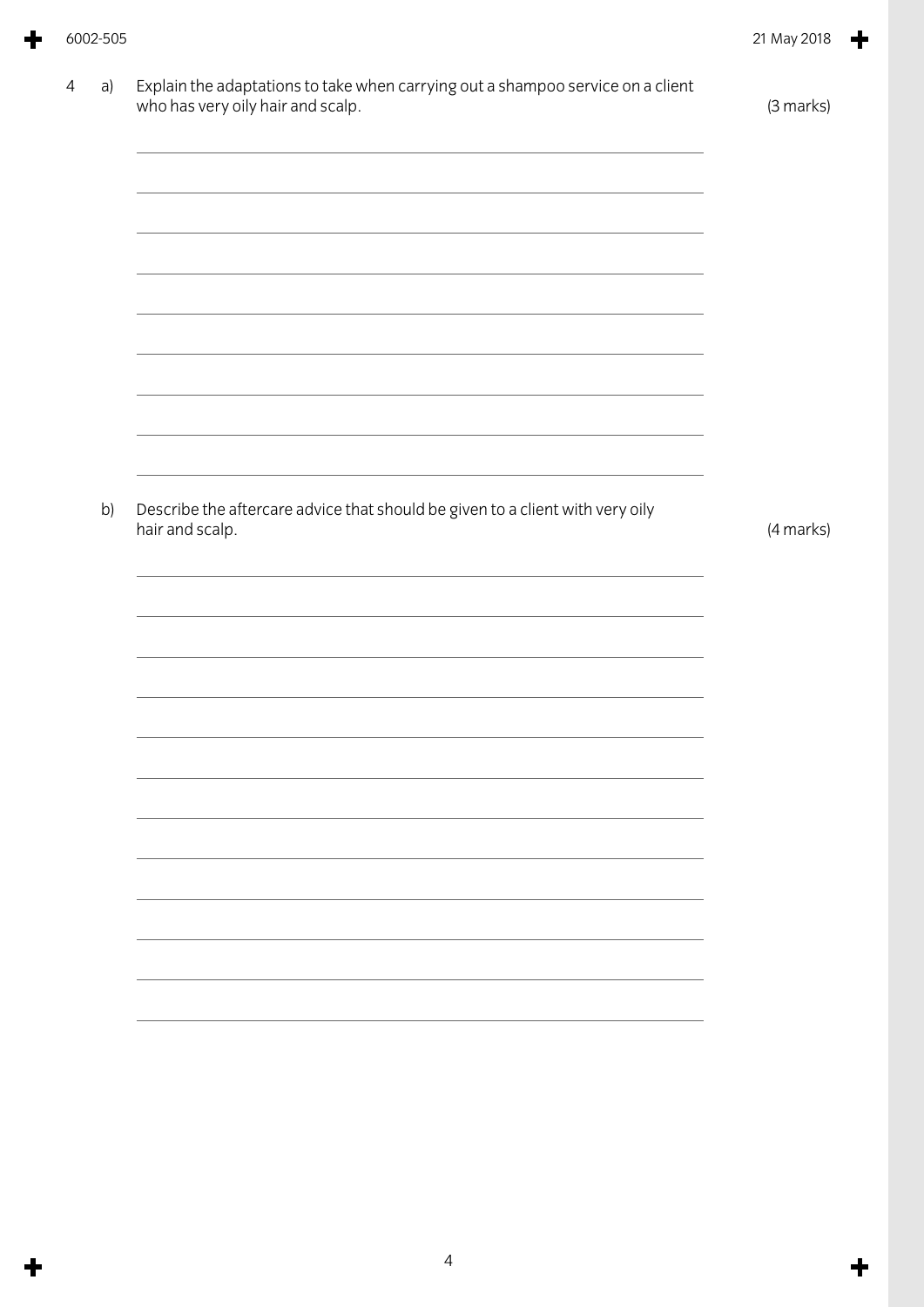4 a) Explain the adaptations to take when carrying out a shampoo service on a client who has very oily hair and scalp. (3 marks)

b) Describe the aftercare advice that should be given to a client with very oily hair and scalp. (4 marks)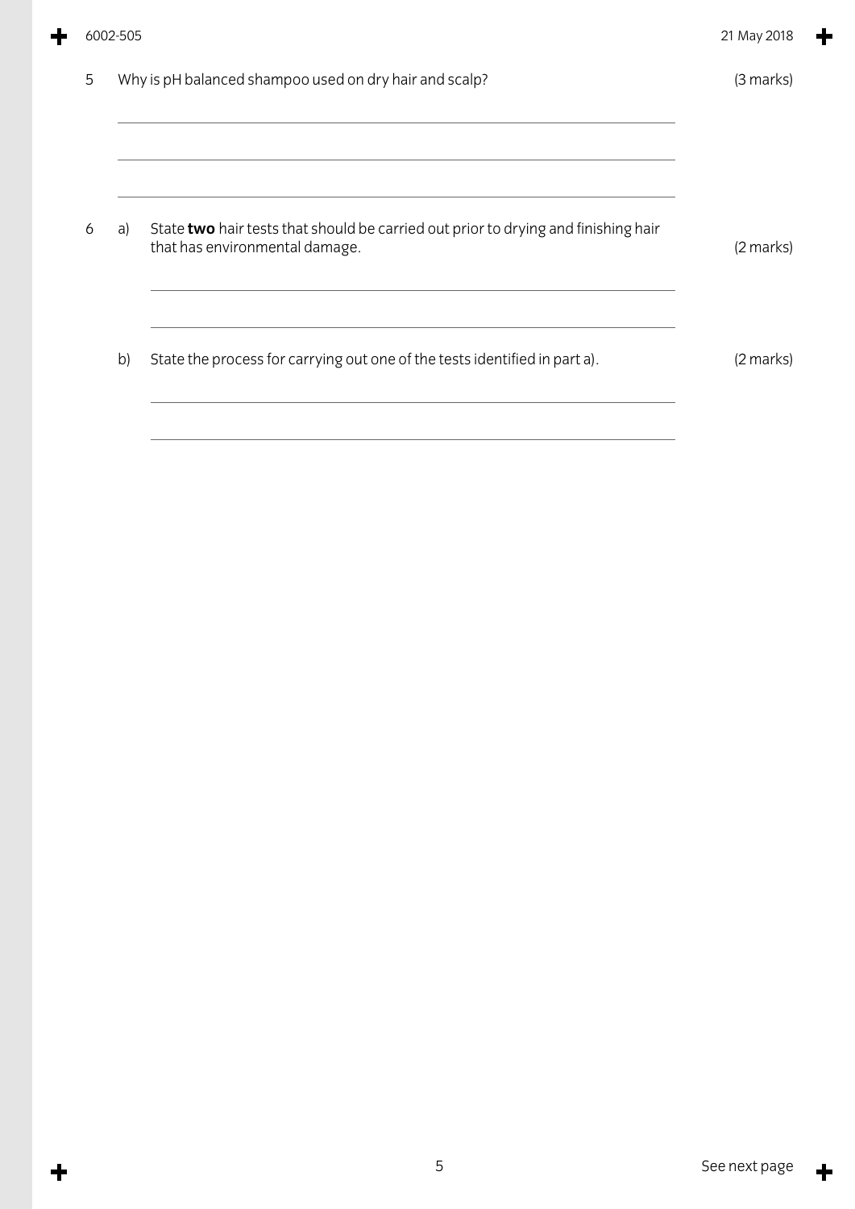5 Why is pH balanced shampoo used on dry hair and scalp? (3 marks)

6 a) State **two** hair tests that should be carried out prior to drying and finishing hair that has environmental damage. (2 marks)

b) State the process for carrying out one of the tests identified in part a). (2 marks)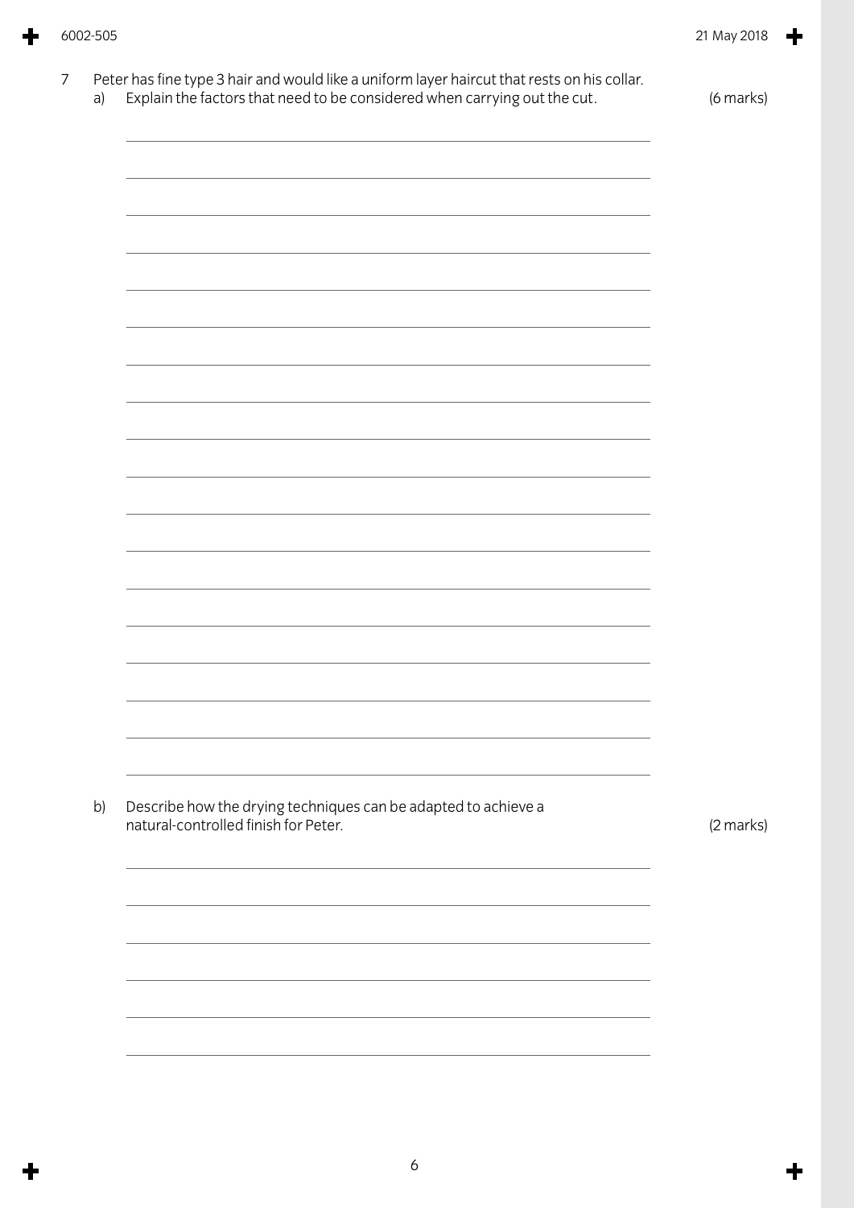7 Peter has fine type 3 hair and would like a uniform layer haircut that rests on his collar.

a) Explain the factors that need to be considered when carrying out the cut. (6 marks)

b) Describe how the drying techniques can be adapted to achieve a natural-controlled finish for Peter. (2 marks)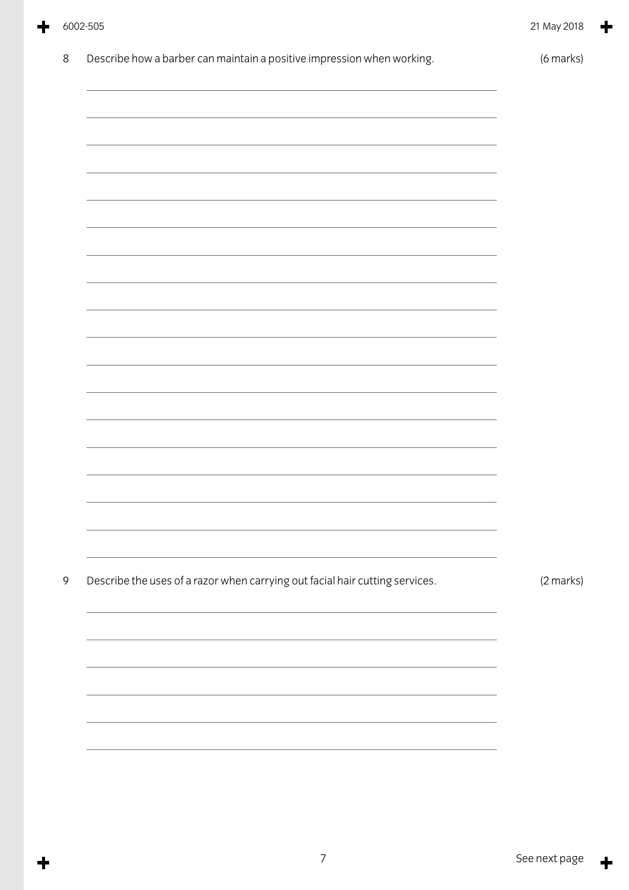8 Describe how a barber can maintain a positive impression when working. (6 marks)

9 Describe the uses of a razor when carrying out facial hair cutting services. (2 marks)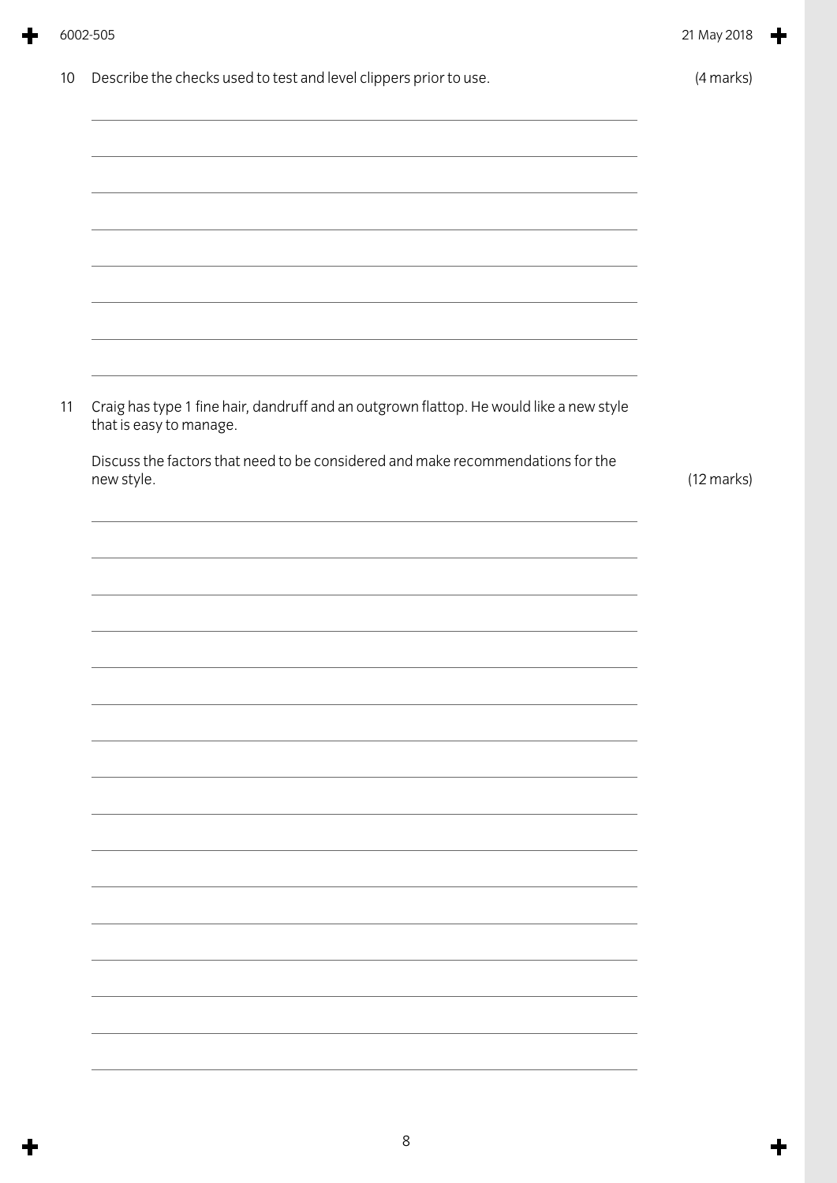10 Describe the checks used to test and level clippers prior to use. (4 marks)

11 Craig has type 1 fine hair, dandruff and an outgrown flattop. He would like a new style that is easy to manage.

Discuss the factors that need to be considered and make recommendations for the new style. (12 marks)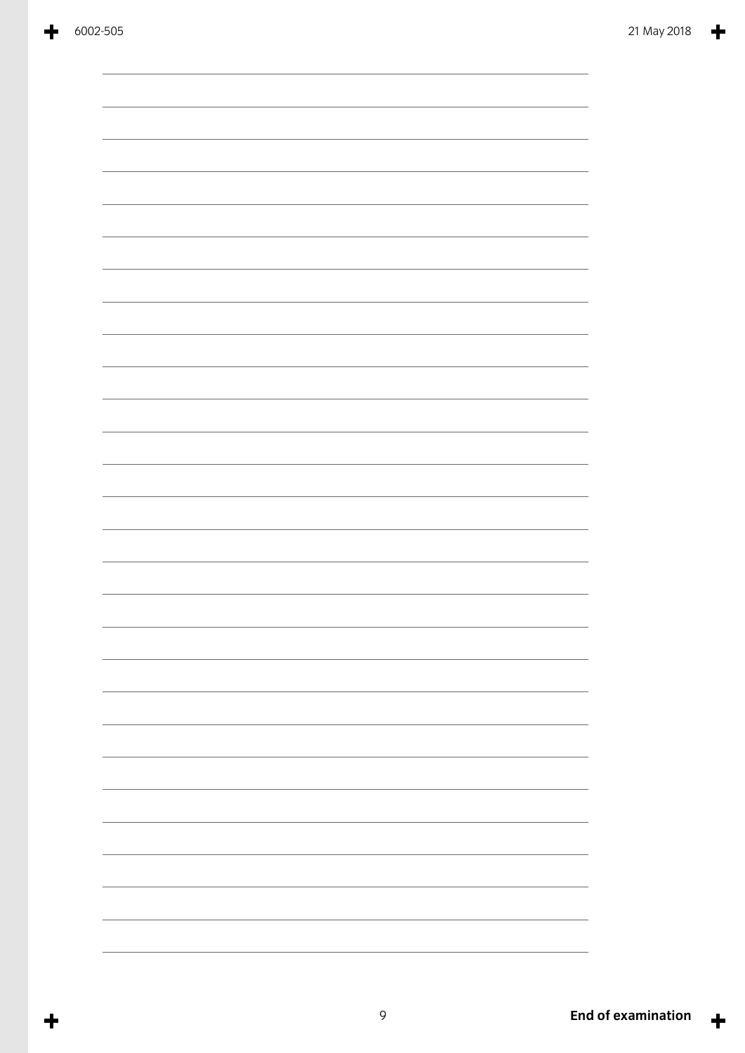**End of examination**